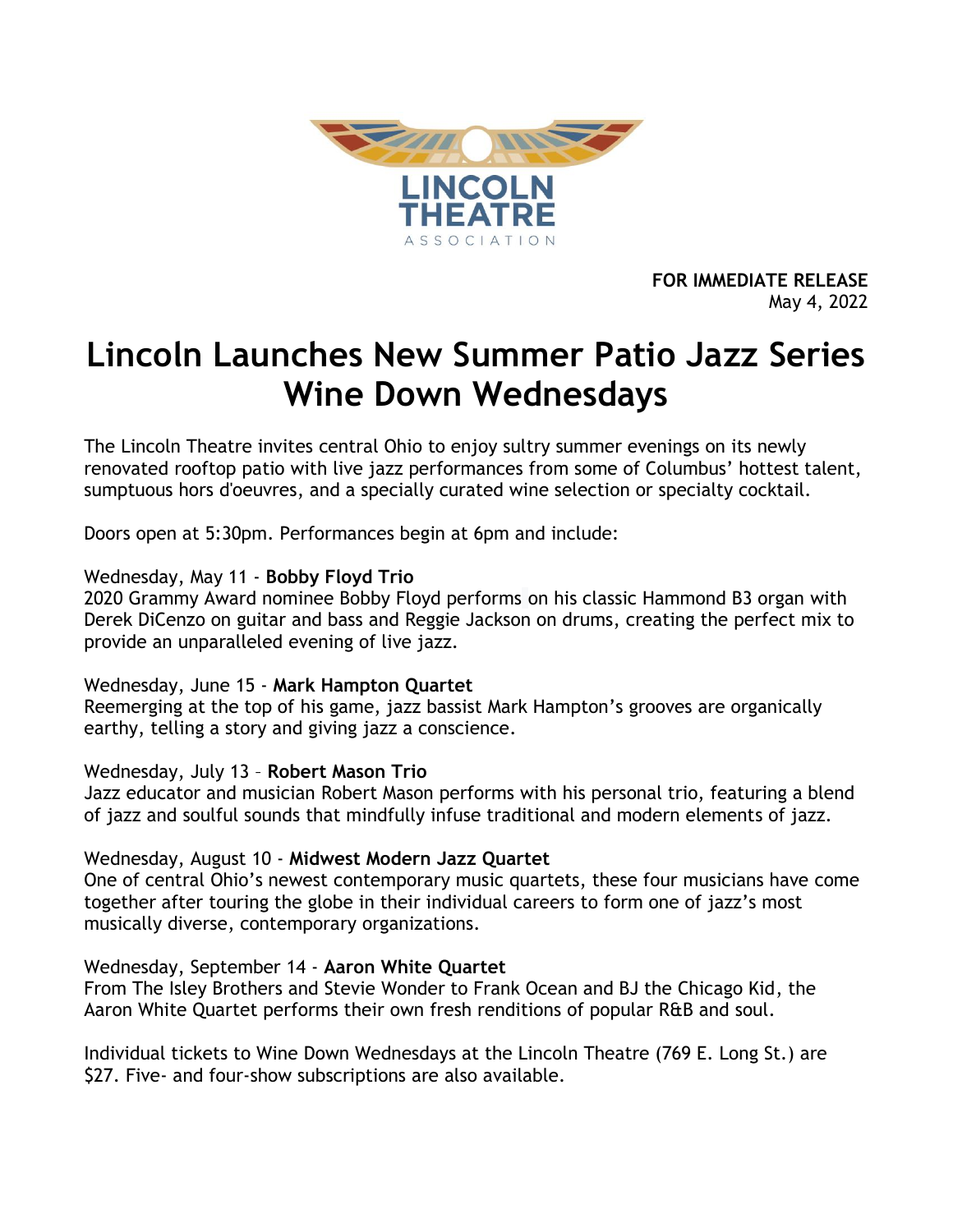LINCOLN THEATRE ASSOCIATION

**FOR IMMEDIATE RELEASE**
May 4, 2022

# Lincoln Launches New Summer Patio Jazz Series Wine Down Wednesdays

The Lincoln Theatre invites central Ohio to enjoy sultry summer evenings on its newly renovated rooftop patio with live jazz performances from some of Columbus' hottest talent, sumptuous hors d'oeuvres, and a specially curated wine selection or specialty cocktail.

Doors open at 5:30pm. Performances begin at 6pm and include:

Wednesday, May 11 - **Bobby Floyd Trio**
2020 Grammy Award nominee Bobby Floyd performs on his classic Hammond B3 organ with Derek DiCenzo on guitar and bass and Reggie Jackson on drums, creating the perfect mix to provide an unparalleled evening of live jazz.

Wednesday, June 15 - **Mark Hampton Quartet**
Reemerging at the top of his game, jazz bassist Mark Hampton's grooves are organically earthy, telling a story and giving jazz a conscience.

Wednesday, July 13 – **Robert Mason Trio**
Jazz educator and musician Robert Mason performs with his personal trio, featuring a blend of jazz and soulful sounds that mindfully infuse traditional and modern elements of jazz.

Wednesday, August 10 - **Midwest Modern Jazz Quartet**
One of central Ohio's newest contemporary music quartets, these four musicians have come together after touring the globe in their individual careers to form one of jazz's most musically diverse, contemporary organizations.

Wednesday, September 14 - **Aaron White Quartet**
From The Isley Brothers and Stevie Wonder to Frank Ocean and BJ the Chicago Kid, the Aaron White Quartet performs their own fresh renditions of popular R&B and soul.

Individual tickets to Wine Down Wednesdays at the Lincoln Theatre (769 E. Long St.) are $27. Five- and four-show subscriptions are also available.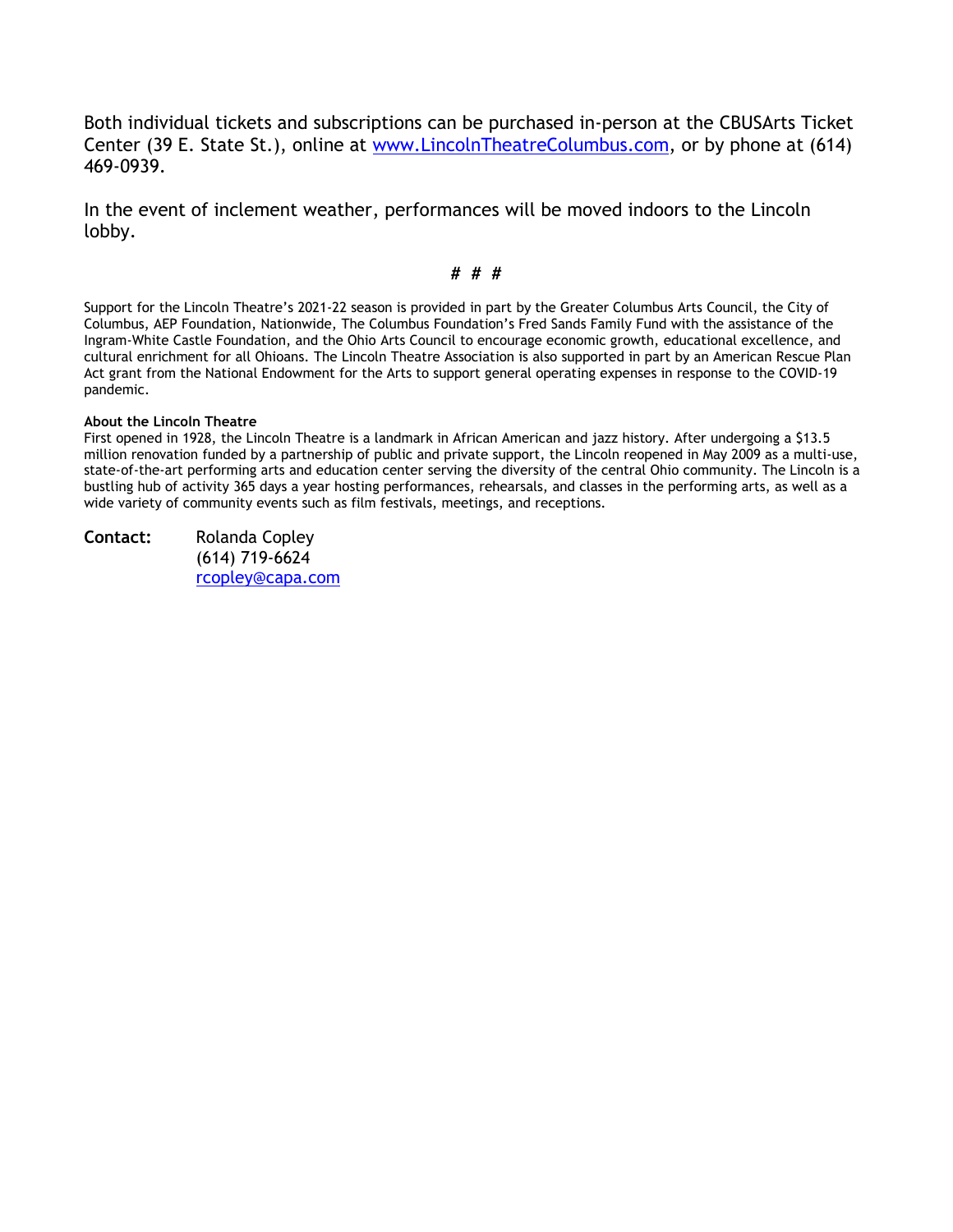Both individual tickets and subscriptions can be purchased in-person at the CBUSArts Ticket Center (39 E. State St.), online at www.LincolnTheatreColumbus.com, or by phone at (614) 469-0939.

In the event of inclement weather, performances will be moved indoors to the Lincoln lobby.

# # #

Support for the Lincoln Theatre's 2021-22 season is provided in part by the Greater Columbus Arts Council, the City of Columbus, AEP Foundation, Nationwide, The Columbus Foundation's Fred Sands Family Fund with the assistance of the Ingram-White Castle Foundation, and the Ohio Arts Council to encourage economic growth, educational excellence, and cultural enrichment for all Ohioans. The Lincoln Theatre Association is also supported in part by an American Rescue Plan Act grant from the National Endowment for the Arts to support general operating expenses in response to the COVID-19 pandemic.

**About the Lincoln Theatre**
First opened in 1928, the Lincoln Theatre is a landmark in African American and jazz history. After undergoing a $13.5 million renovation funded by a partnership of public and private support, the Lincoln reopened in May 2009 as a multi-use, state-of-the-art performing arts and education center serving the diversity of the central Ohio community. The Lincoln is a bustling hub of activity 365 days a year hosting performances, rehearsals, and classes in the performing arts, as well as a wide variety of community events such as film festivals, meetings, and receptions.

**Contact:** Rolanda Copley
(614) 719-6624
rcopley@capa.com